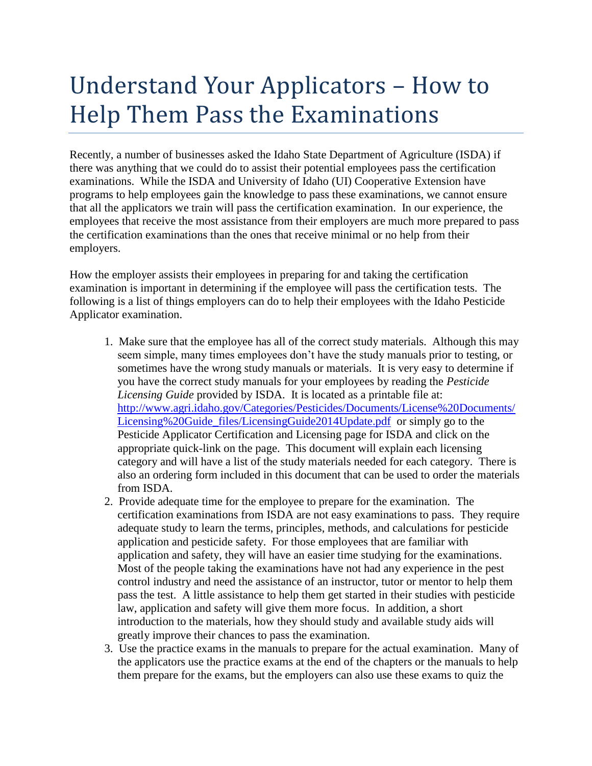# Understand Your Applicators – How to Help Them Pass the Examinations

Recently, a number of businesses asked the Idaho State Department of Agriculture (ISDA) if there was anything that we could do to assist their potential employees pass the certification examinations. While the ISDA and University of Idaho (UI) Cooperative Extension have programs to help employees gain the knowledge to pass these examinations, we cannot ensure that all the applicators we train will pass the certification examination. In our experience, the employees that receive the most assistance from their employers are much more prepared to pass the certification examinations than the ones that receive minimal or no help from their employers.

How the employer assists their employees in preparing for and taking the certification examination is important in determining if the employee will pass the certification tests. The following is a list of things employers can do to help their employees with the Idaho Pesticide Applicator examination.

1. Make sure that the employee has all of the correct study materials. Although this may seem simple, many times employees don't have the study manuals prior to testing, or sometimes have the wrong study manuals or materials. It is very easy to determine if you have the correct study manuals for your employees by reading the *Pesticide Licensing Guide* provided by ISDA. It is located as a printable file at: [http://www.agri.idaho.gov/Categories/Pesticides/Documents/License%20Documents/Licensing%20Guide_files/LicensingGuide2014Update.pdf](http://www.agri.idaho.gov/Categories/Pesticides/Documents/License%20Documents/Licensing%20Guide_files/LicensingGuide2014Update.pdf) or simply go to the Pesticide Applicator Certification and Licensing page for ISDA and click on the appropriate quick-link on the page. This document will explain each licensing category and will have a list of the study materials needed for each category. There is also an ordering form included in this document that can be used to order the materials from ISDA.
2. Provide adequate time for the employee to prepare for the examination. The certification examinations from ISDA are not easy examinations to pass. They require adequate study to learn the terms, principles, methods, and calculations for pesticide application and pesticide safety. For those employees that are familiar with application and safety, they will have an easier time studying for the examinations. Most of the people taking the examinations have not had any experience in the pest control industry and need the assistance of an instructor, tutor or mentor to help them pass the test. A little assistance to help them get started in their studies with pesticide law, application and safety will give them more focus. In addition, a short introduction to the materials, how they should study and available study aids will greatly improve their chances to pass the examination.
3. Use the practice exams in the manuals to prepare for the actual examination. Many of the applicators use the practice exams at the end of the chapters or the manuals to help them prepare for the exams, but the employers can also use these exams to quiz the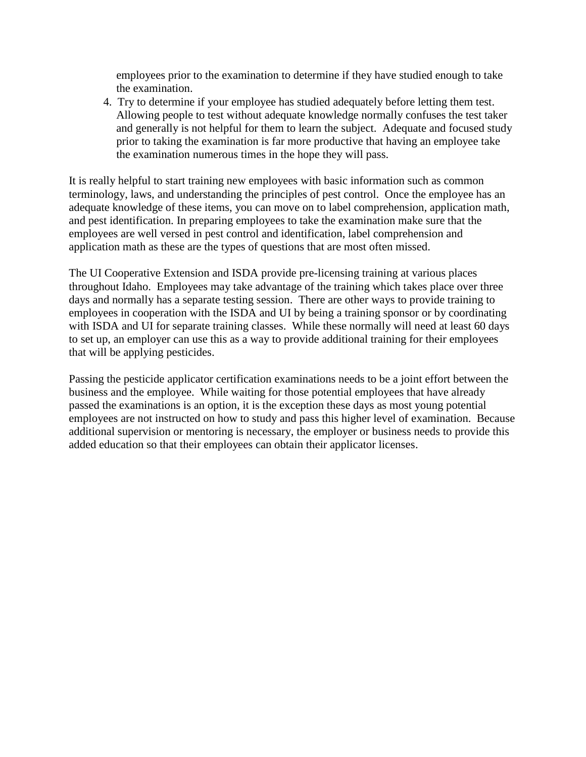employees prior to the examination to determine if they have studied enough to take the examination.

4. Try to determine if your employee has studied adequately before letting them test. Allowing people to test without adequate knowledge normally confuses the test taker and generally is not helpful for them to learn the subject. Adequate and focused study prior to taking the examination is far more productive that having an employee take the examination numerous times in the hope they will pass.

It is really helpful to start training new employees with basic information such as common terminology, laws, and understanding the principles of pest control. Once the employee has an adequate knowledge of these items, you can move on to label comprehension, application math, and pest identification. In preparing employees to take the examination make sure that the employees are well versed in pest control and identification, label comprehension and application math as these are the types of questions that are most often missed.

The UI Cooperative Extension and ISDA provide pre-licensing training at various places throughout Idaho. Employees may take advantage of the training which takes place over three days and normally has a separate testing session. There are other ways to provide training to employees in cooperation with the ISDA and UI by being a training sponsor or by coordinating with ISDA and UI for separate training classes. While these normally will need at least 60 days to set up, an employer can use this as a way to provide additional training for their employees that will be applying pesticides.

Passing the pesticide applicator certification examinations needs to be a joint effort between the business and the employee. While waiting for those potential employees that have already passed the examinations is an option, it is the exception these days as most young potential employees are not instructed on how to study and pass this higher level of examination. Because additional supervision or mentoring is necessary, the employer or business needs to provide this added education so that their employees can obtain their applicator licenses.